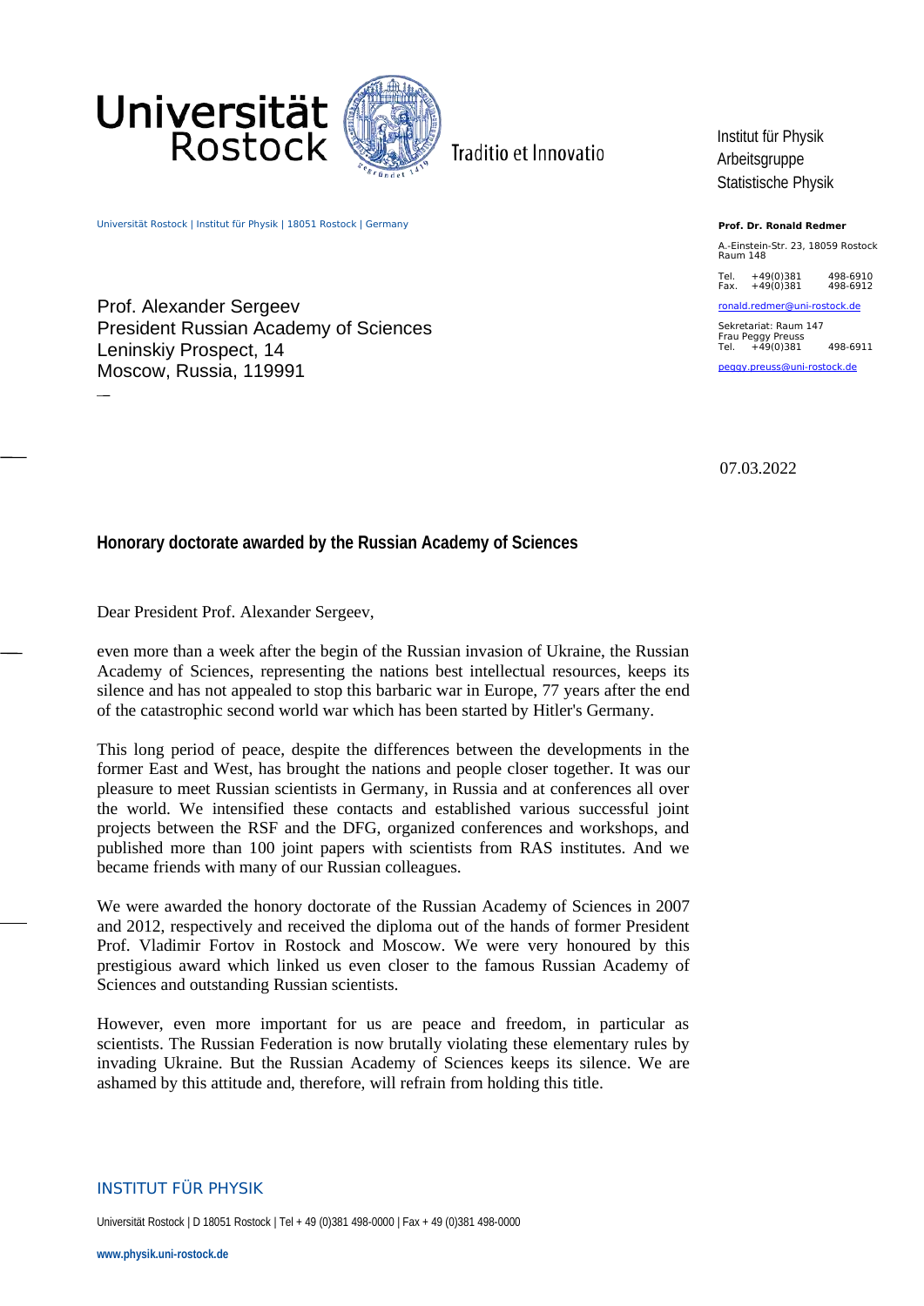Universität Rostock

Traditio et Innovatio

Institut für Physik
Arbeitsgruppe
Statistische Physik

Universität Rostock | Institut für Physik | 18051 Rostock | Germany

**Prof. Dr. Ronald Redmer**

A.-Einstein-Str. 23, 18059 Rostock
Raum 148

Tel. +49(0)381 498-6910
Fax. +49(0)381 498-6912

ronald.redmer@uni-rostock.de

Sekretariat: Raum 147
Frau Peggy Preuss
Tel. +49(0)381 498-6911

peggy.preuss@uni-rostock.de

Prof. Alexander Sergeev
President Russian Academy of Sciences
Leninskiy Prospect, 14
Moscow, Russia, 119991

07.03.2022

**Honorary doctorate awarded by the Russian Academy of Sciences**

Dear President Prof. Alexander Sergeev,

even more than a week after the begin of the Russian invasion of Ukraine, the Russian Academy of Sciences, representing the nations best intellectual resources, keeps its silence and has not appealed to stop this barbaric war in Europe, 77 years after the end of the catastrophic second world war which has been started by Hitler's Germany.

This long period of peace, despite the differences between the developments in the former East and West, has brought the nations and people closer together. It was our pleasure to meet Russian scientists in Germany, in Russia and at conferences all over the world. We intensified these contacts and established various successful joint projects between the RSF and the DFG, organized conferences and workshops, and published more than 100 joint papers with scientists from RAS institutes. And we became friends with many of our Russian colleagues.

We were awarded the honory doctorate of the Russian Academy of Sciences in 2007 and 2012, respectively and received the diploma out of the hands of former President Prof. Vladimir Fortov in Rostock and Moscow. We were very honoured by this prestigious award which linked us even closer to the famous Russian Academy of Sciences and outstanding Russian scientists.

However, even more important for us are peace and freedom, in particular as scientists. The Russian Federation is now brutally violating these elementary rules by invading Ukraine. But the Russian Academy of Sciences keeps its silence. We are ashamed by this attitude and, therefore, will refrain from holding this title.

INSTITUT FÜR PHYSIK

Universität Rostock | D 18051 Rostock | Tel + 49 (0)381 498-0000 | Fax + 49 (0)381 498-0000

**www.physik.uni-rostock.de**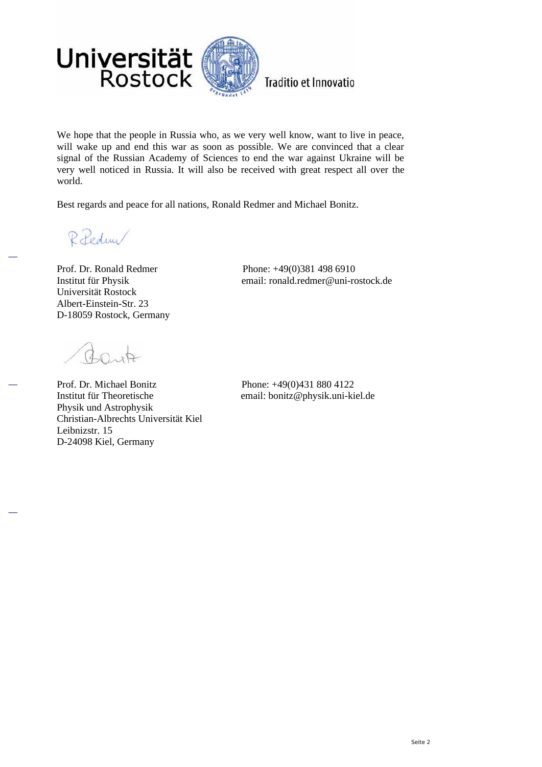We hope that the people in Russia who, as we very well know, want to live in peace, will wake up and end this war as soon as possible. We are convinced that a clear signal of the Russian Academy of Sciences to end the war against Ukraine will be very well noticed in Russia. It will also be received with great respect all over the world.

Best regards and peace for all nations, Ronald Redmer and Michael Bonitz.

Prof. Dr. Ronald Redmer
Institut für Physik
Universität Rostock
Albert-Einstein-Str. 23
D-18059 Rostock, Germany

Phone: +49(0)381 498 6910
email: ronald.redmer@uni-rostock.de

Prof. Dr. Michael Bonitz
Institut für Theoretische
Physik und Astrophysik
Christian-Albrechts Universität Kiel
Leibnizstr. 15
D-24098 Kiel, Germany

Phone: +49(0)431 880 4122
email: bonitz@physik.uni-kiel.de